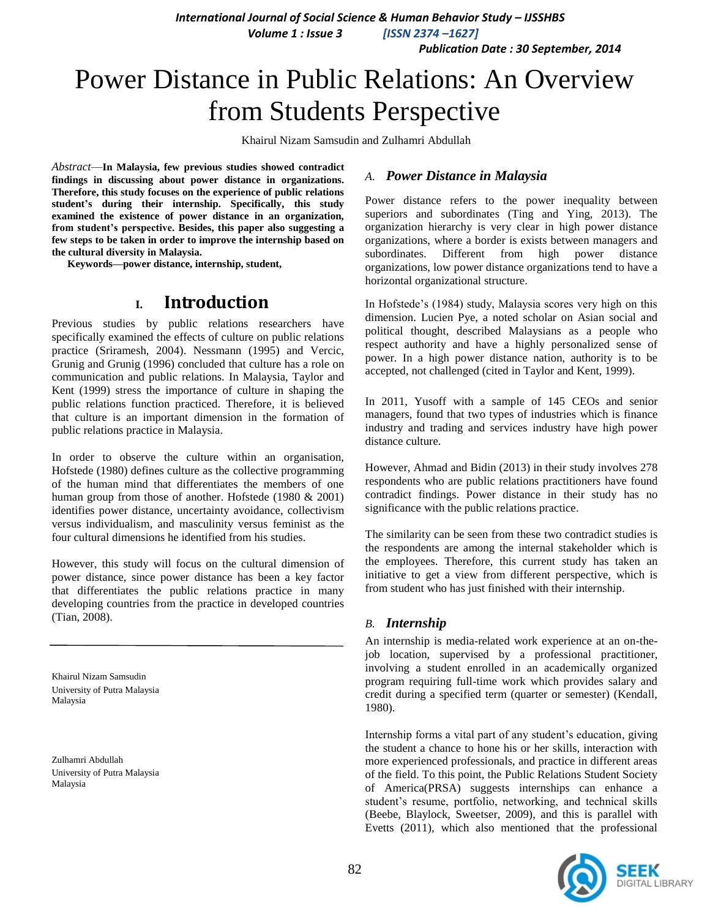# Power Distance in Public Relations: An Overview from Students Perspective

Khairul Nizam Samsudin and Zulhamri Abdullah

*Abstract*—**In Malaysia, few previous studies showed contradict findings in discussing about power distance in organizations. Therefore, this study focuses on the experience of public relations student's during their internship. Specifically, this study examined the existence of power distance in an organization, from student's perspective. Besides, this paper also suggesting a few steps to be taken in order to improve the internship based on the cultural diversity in Malaysia.**

**Keywords—power distance, internship, student,**

## I. Introduction

Previous studies by public relations researchers have specifically examined the effects of culture on public relations practice (Sriramesh, 2004). Nessmann (1995) and Vercic, Grunig and Grunig (1996) concluded that culture has a role on communication and public relations. In Malaysia, Taylor and Kent (1999) stress the importance of culture in shaping the public relations function practiced. Therefore, it is believed that culture is an important dimension in the formation of public relations practice in Malaysia.

In order to observe the culture within an organisation, Hofstede (1980) defines culture as the collective programming of the human mind that differentiates the members of one human group from those of another. Hofstede (1980 & 2001) identifies power distance, uncertainty avoidance, collectivism versus individualism, and masculinity versus feminist as the four cultural dimensions he identified from his studies.

However, this study will focus on the cultural dimension of power distance, since power distance has been a key factor that differentiates the public relations practice in many developing countries from the practice in developed countries (Tian, 2008).

Khairul Nizam Samsudin
University of Putra Malaysia
Malaysia

Zulhamri Abdullah
University of Putra Malaysia
Malaysia

### A. *Power Distance in Malaysia*

Power distance refers to the power inequality between superiors and subordinates (Ting and Ying, 2013). The organization hierarchy is very clear in high power distance organizations, where a border is exists between managers and subordinates. Different from high power distance organizations, low power distance organizations tend to have a horizontal organizational structure.

In Hofstede's (1984) study, Malaysia scores very high on this dimension. Lucien Pye, a noted scholar on Asian social and political thought, described Malaysians as a people who respect authority and have a highly personalized sense of power. In a high power distance nation, authority is to be accepted, not challenged (cited in Taylor and Kent, 1999).

In 2011, Yusoff with a sample of 145 CEOs and senior managers, found that two types of industries which is finance industry and trading and services industry have high power distance culture.

However, Ahmad and Bidin (2013) in their study involves 278 respondents who are public relations practitioners have found contradict findings. Power distance in their study has no significance with the public relations practice.

The similarity can be seen from these two contradict studies is the respondents are among the internal stakeholder which is the employees. Therefore, this current study has taken an initiative to get a view from different perspective, which is from student who has just finished with their internship.

### B. *Internship*

An internship is media-related work experience at an on-the-job location, supervised by a professional practitioner, involving a student enrolled in an academically organized program requiring full-time work which provides salary and credit during a specified term (quarter or semester) (Kendall, 1980).

Internship forms a vital part of any student's education, giving the student a chance to hone his or her skills, interaction with more experienced professionals, and practice in different areas of the field. To this point, the Public Relations Student Society of America(PRSA) suggests internships can enhance a student's resume, portfolio, networking, and technical skills (Beebe, Blaylock, Sweetser, 2009), and this is parallel with Evetts (2011), which also mentioned that the professional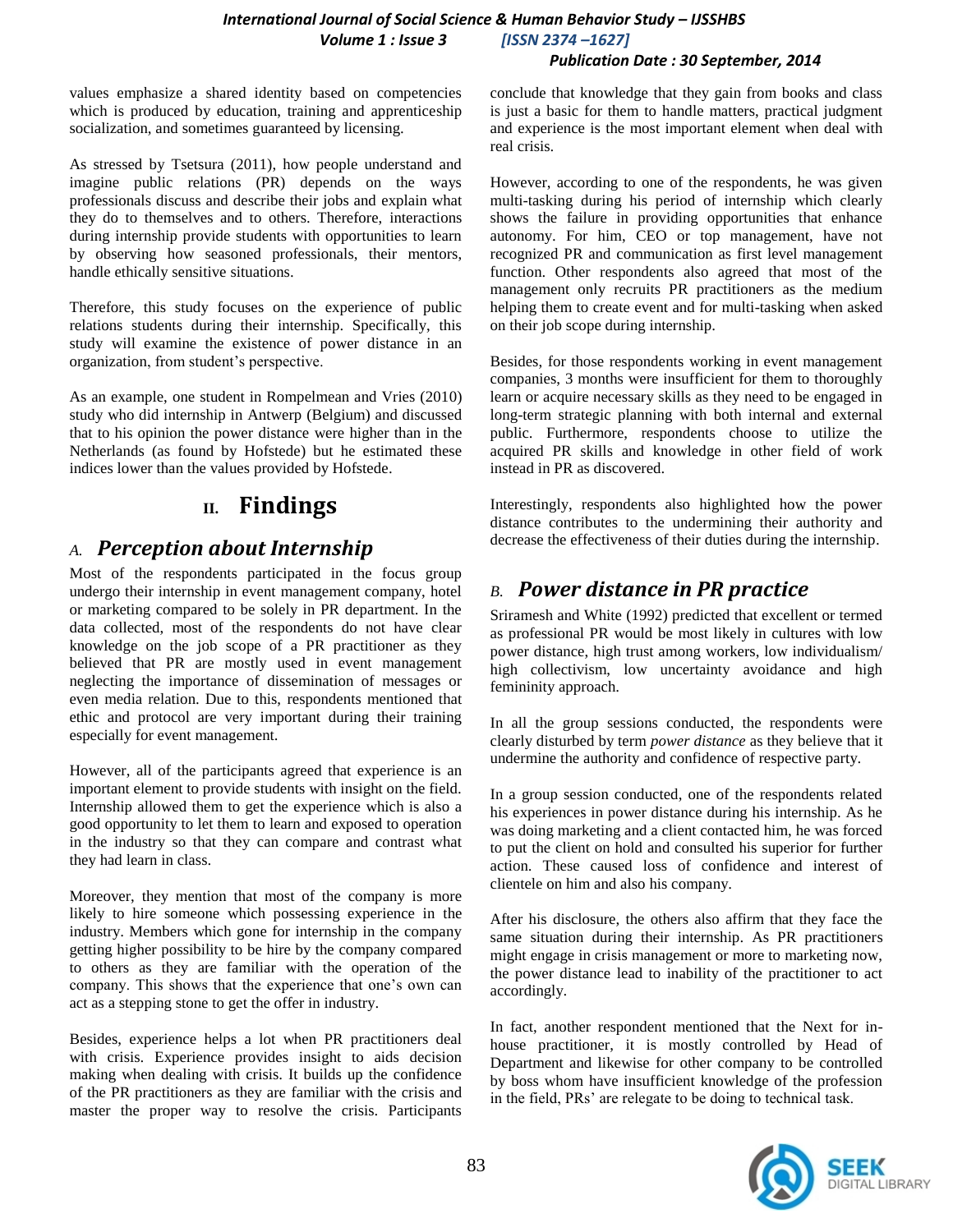values emphasize a shared identity based on competencies which is produced by education, training and apprenticeship socialization, and sometimes guaranteed by licensing.

As stressed by Tsetsura (2011), how people understand and imagine public relations (PR) depends on the ways professionals discuss and describe their jobs and explain what they do to themselves and to others. Therefore, interactions during internship provide students with opportunities to learn by observing how seasoned professionals, their mentors, handle ethically sensitive situations.

Therefore, this study focuses on the experience of public relations students during their internship. Specifically, this study will examine the existence of power distance in an organization, from student's perspective.

As an example, one student in Rompelmean and Vries (2010) study who did internship in Antwerp (Belgium) and discussed that to his opinion the power distance were higher than in the Netherlands (as found by Hofstede) but he estimated these indices lower than the values provided by Hofstede.

# II. Findings

## A. *Perception about Internship*

Most of the respondents participated in the focus group undergo their internship in event management company, hotel or marketing compared to be solely in PR department. In the data collected, most of the respondents do not have clear knowledge on the job scope of a PR practitioner as they believed that PR are mostly used in event management neglecting the importance of dissemination of messages or even media relation. Due to this, respondents mentioned that ethic and protocol are very important during their training especially for event management.

However, all of the participants agreed that experience is an important element to provide students with insight on the field. Internship allowed them to get the experience which is also a good opportunity to let them to learn and exposed to operation in the industry so that they can compare and contrast what they had learn in class.

Moreover, they mention that most of the company is more likely to hire someone which possessing experience in the industry. Members which gone for internship in the company getting higher possibility to be hire by the company compared to others as they are familiar with the operation of the company. This shows that the experience that one's own can act as a stepping stone to get the offer in industry.

Besides, experience helps a lot when PR practitioners deal with crisis. Experience provides insight to aids decision making when dealing with crisis. It builds up the confidence of the PR practitioners as they are familiar with the crisis and master the proper way to resolve the crisis. Participants conclude that knowledge that they gain from books and class is just a basic for them to handle matters, practical judgment and experience is the most important element when deal with real crisis.

However, according to one of the respondents, he was given multi-tasking during his period of internship which clearly shows the failure in providing opportunities that enhance autonomy. For him, CEO or top management, have not recognized PR and communication as first level management function. Other respondents also agreed that most of the management only recruits PR practitioners as the medium helping them to create event and for multi-tasking when asked on their job scope during internship.

Besides, for those respondents working in event management companies, 3 months were insufficient for them to thoroughly learn or acquire necessary skills as they need to be engaged in long-term strategic planning with both internal and external public. Furthermore, respondents choose to utilize the acquired PR skills and knowledge in other field of work instead in PR as discovered.

Interestingly, respondents also highlighted how the power distance contributes to the undermining their authority and decrease the effectiveness of their duties during the internship.

## B. *Power distance in PR practice*

Sriramesh and White (1992) predicted that excellent or termed as professional PR would be most likely in cultures with low power distance, high trust among workers, low individualism/ high collectivism, low uncertainty avoidance and high femininity approach.

In all the group sessions conducted, the respondents were clearly disturbed by term *power distance* as they believe that it undermine the authority and confidence of respective party.

In a group session conducted, one of the respondents related his experiences in power distance during his internship. As he was doing marketing and a client contacted him, he was forced to put the client on hold and consulted his superior for further action. These caused loss of confidence and interest of clientele on him and also his company.

After his disclosure, the others also affirm that they face the same situation during their internship. As PR practitioners might engage in crisis management or more to marketing now, the power distance lead to inability of the practitioner to act accordingly.

In fact, another respondent mentioned that the Next for in-house practitioner, it is mostly controlled by Head of Department and likewise for other company to be controlled by boss whom have insufficient knowledge of the profession in the field, PRs' are relegate to be doing to technical task.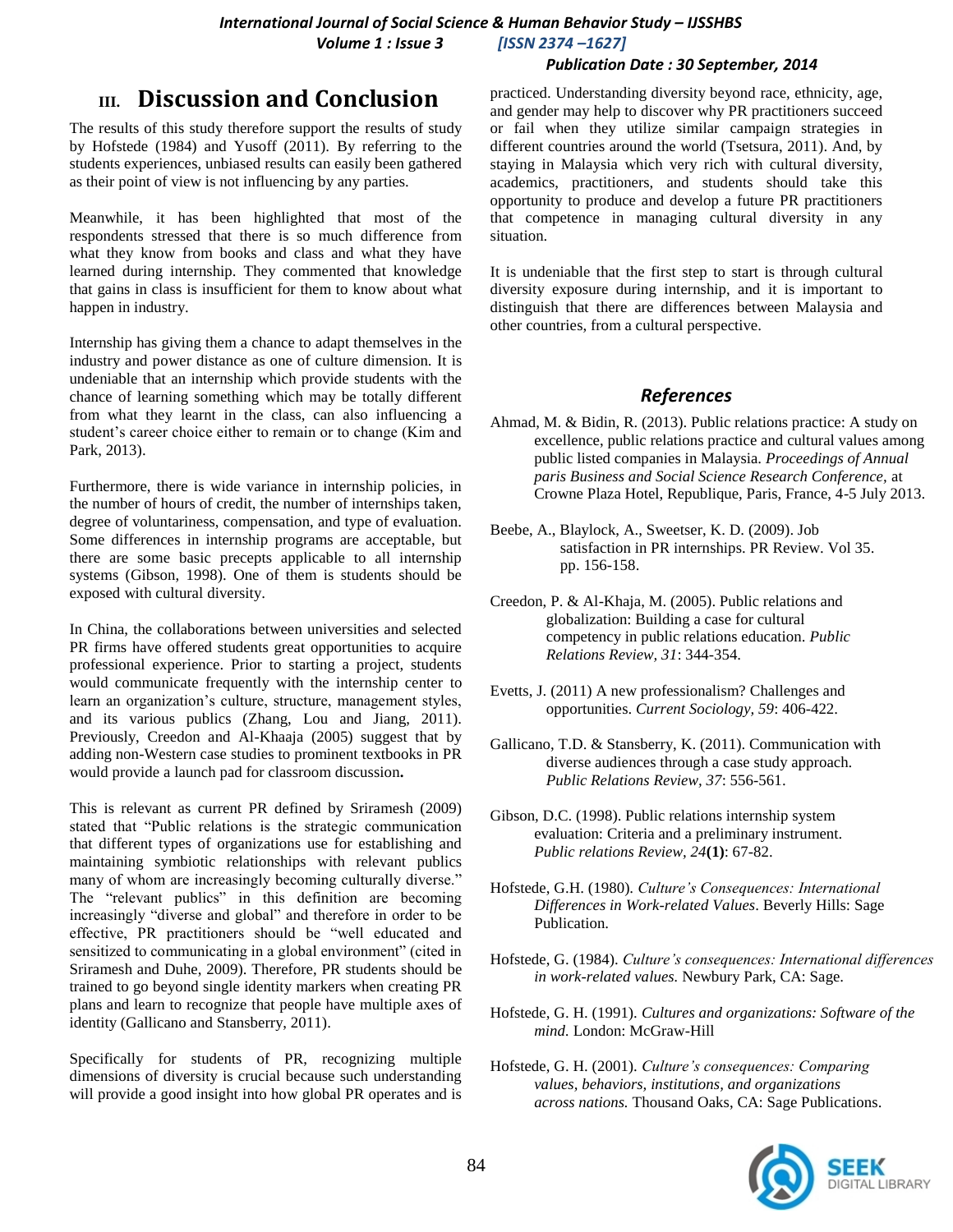# III. Discussion and Conclusion

The results of this study therefore support the results of study by Hofstede (1984) and Yusoff (2011). By referring to the students experiences, unbiased results can easily been gathered as their point of view is not influencing by any parties.

Meanwhile, it has been highlighted that most of the respondents stressed that there is so much difference from what they know from books and class and what they have learned during internship. They commented that knowledge that gains in class is insufficient for them to know about what happen in industry.

Internship has giving them a chance to adapt themselves in the industry and power distance as one of culture dimension. It is undeniable that an internship which provide students with the chance of learning something which may be totally different from what they learnt in the class, can also influencing a student's career choice either to remain or to change (Kim and Park, 2013).

Furthermore, there is wide variance in internship policies, in the number of hours of credit, the number of internships taken, degree of voluntariness, compensation, and type of evaluation. Some differences in internship programs are acceptable, but there are some basic precepts applicable to all internship systems (Gibson, 1998). One of them is students should be exposed with cultural diversity.

In China, the collaborations between universities and selected PR firms have offered students great opportunities to acquire professional experience. Prior to starting a project, students would communicate frequently with the internship center to learn an organization's culture, structure, management styles, and its various publics (Zhang, Lou and Jiang, 2011). Previously, Creedon and Al-Khaaja (2005) suggest that by adding non-Western case studies to prominent textbooks in PR would provide a launch pad for classroom discussion**.**

This is relevant as current PR defined by Sriramesh (2009) stated that "Public relations is the strategic communication that different types of organizations use for establishing and maintaining symbiotic relationships with relevant publics many of whom are increasingly becoming culturally diverse." The "relevant publics" in this definition are becoming increasingly "diverse and global" and therefore in order to be effective, PR practitioners should be "well educated and sensitized to communicating in a global environment" (cited in Sriramesh and Duhe, 2009). Therefore, PR students should be trained to go beyond single identity markers when creating PR plans and learn to recognize that people have multiple axes of identity (Gallicano and Stansberry, 2011).

Specifically for students of PR, recognizing multiple dimensions of diversity is crucial because such understanding will provide a good insight into how global PR operates and is practiced. Understanding diversity beyond race, ethnicity, age, and gender may help to discover why PR practitioners succeed or fail when they utilize similar campaign strategies in different countries around the world (Tsetsura, 2011). And, by staying in Malaysia which very rich with cultural diversity, academics, practitioners, and students should take this opportunity to produce and develop a future PR practitioners that competence in managing cultural diversity in any situation.

It is undeniable that the first step to start is through cultural diversity exposure during internship, and it is important to distinguish that there are differences between Malaysia and other countries, from a cultural perspective.

## *References*

Ahmad, M. & Bidin, R. (2013). Public relations practice: A study on excellence, public relations practice and cultural values among public listed companies in Malaysia. *Proceedings of Annual paris Business and Social Science Research Conference*, at Crowne Plaza Hotel, Republique, Paris, France, 4-5 July 2013.

Beebe, A., Blaylock, A., Sweetser, K. D. (2009). Job satisfaction in PR internships. PR Review. Vol 35. pp. 156-158.

Creedon, P. & Al-Khaja, M. (2005). Public relations and globalization: Building a case for cultural competency in public relations education. *Public Relations Review, 31*: 344-354.

Evetts, J. (2011) A new professionalism? Challenges and opportunities. *Current Sociology, 59*: 406-422.

Gallicano, T.D. & Stansberry, K. (2011). Communication with diverse audiences through a case study approach. *Public Relations Review, 37*: 556-561.

Gibson, D.C. (1998). Public relations internship system evaluation: Criteria and a preliminary instrument. *Public relations Review, 24***(1)**: 67-82.

Hofstede, G.H. (1980). *Culture's Consequences: International Differences in Work-related Values*. Beverly Hills: Sage Publication.

Hofstede, G. (1984). *Culture's consequences: International differences in work-related values.* Newbury Park, CA: Sage.

Hofstede, G. H. (1991). *Cultures and organizations: Software of the mind.* London: McGraw-Hill

Hofstede, G. H. (2001). *Culture's consequences: Comparing values, behaviors, institutions, and organizations across nations.* Thousand Oaks, CA: Sage Publications.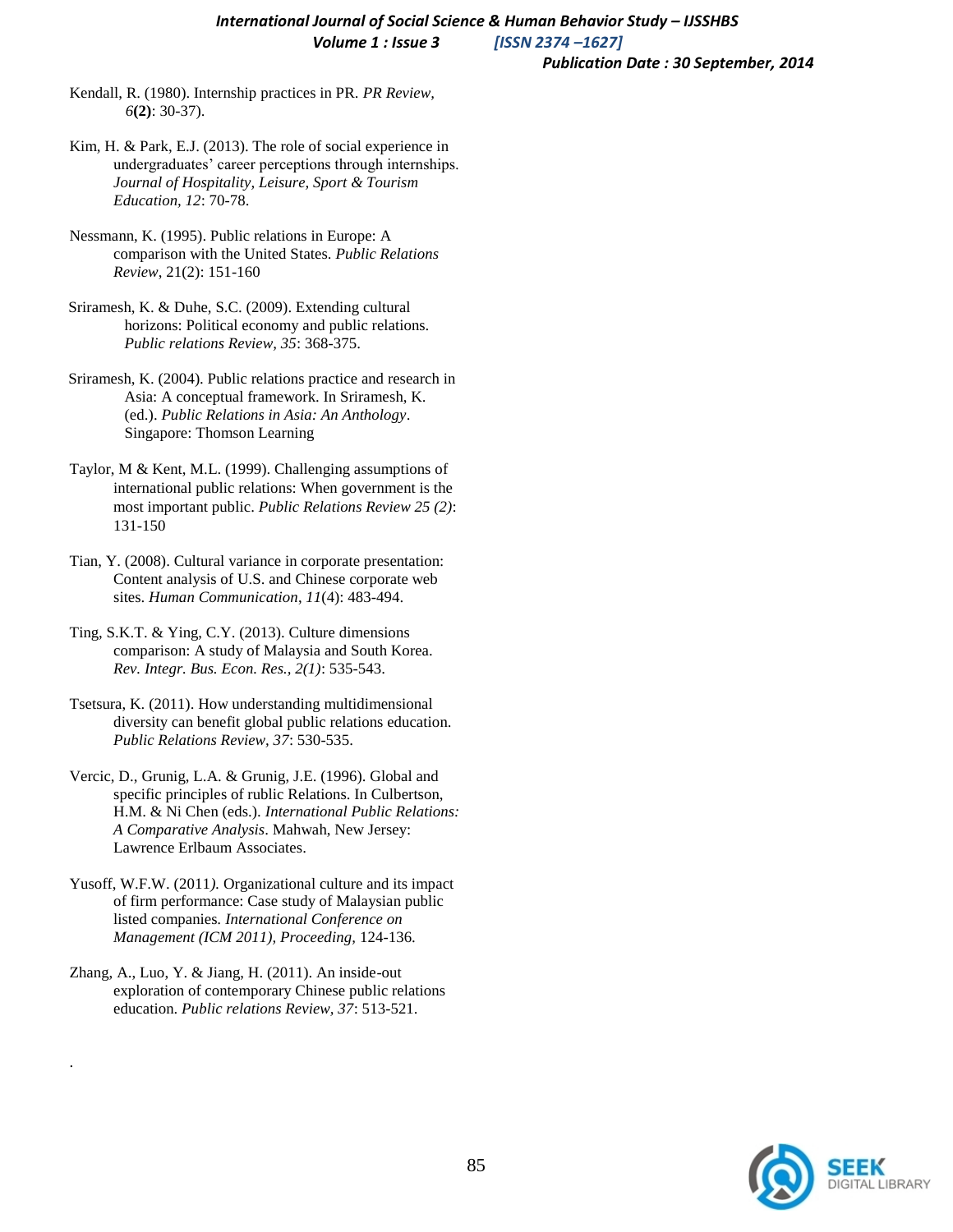Kendall, R. (1980). Internship practices in PR. *PR Review, 6***(2)**: 30-37).

Kim, H. & Park, E.J. (2013). The role of social experience in undergraduates' career perceptions through internships. *Journal of Hospitality, Leisure, Sport & Tourism Education, 12*: 70-78.

Nessmann, K. (1995). Public relations in Europe: A comparison with the United States. *Public Relations Review*, 21(2): 151-160

Sriramesh, K. & Duhe, S.C. (2009). Extending cultural horizons: Political economy and public relations. *Public relations Review, 35*: 368-375.

Sriramesh, K. (2004). Public relations practice and research in Asia: A conceptual framework. In Sriramesh, K. (ed.). *Public Relations in Asia: An Anthology*. Singapore: Thomson Learning

Taylor, M & Kent, M.L. (1999). Challenging assumptions of international public relations: When government is the most important public. *Public Relations Review 25 (2)*: 131-150

Tian, Y. (2008). Cultural variance in corporate presentation: Content analysis of U.S. and Chinese corporate web sites. *Human Communication*, *11*(4): 483-494.

Ting, S.K.T. & Ying, C.Y. (2013). Culture dimensions comparison: A study of Malaysia and South Korea. *Rev. Integr. Bus. Econ. Res., 2(1)*: 535-543.

Tsetsura, K. (2011). How understanding multidimensional diversity can benefit global public relations education. *Public Relations Review, 37*: 530-535.

Vercic, D., Grunig, L.A. & Grunig, J.E. (1996). Global and specific principles of rublic Relations. In Culbertson, H.M. & Ni Chen (eds.). *International Public Relations: A Comparative Analysis*. Mahwah, New Jersey: Lawrence Erlbaum Associates.

Yusoff, W.F.W. (2011*).* Organizational culture and its impact of firm performance: Case study of Malaysian public listed companies. *International Conference on Management (ICM 2011), Proceeding,* 124-136.

Zhang, A., Luo, Y. & Jiang, H. (2011). An inside-out exploration of contemporary Chinese public relations education. *Public relations Review, 37*: 513-521.

.